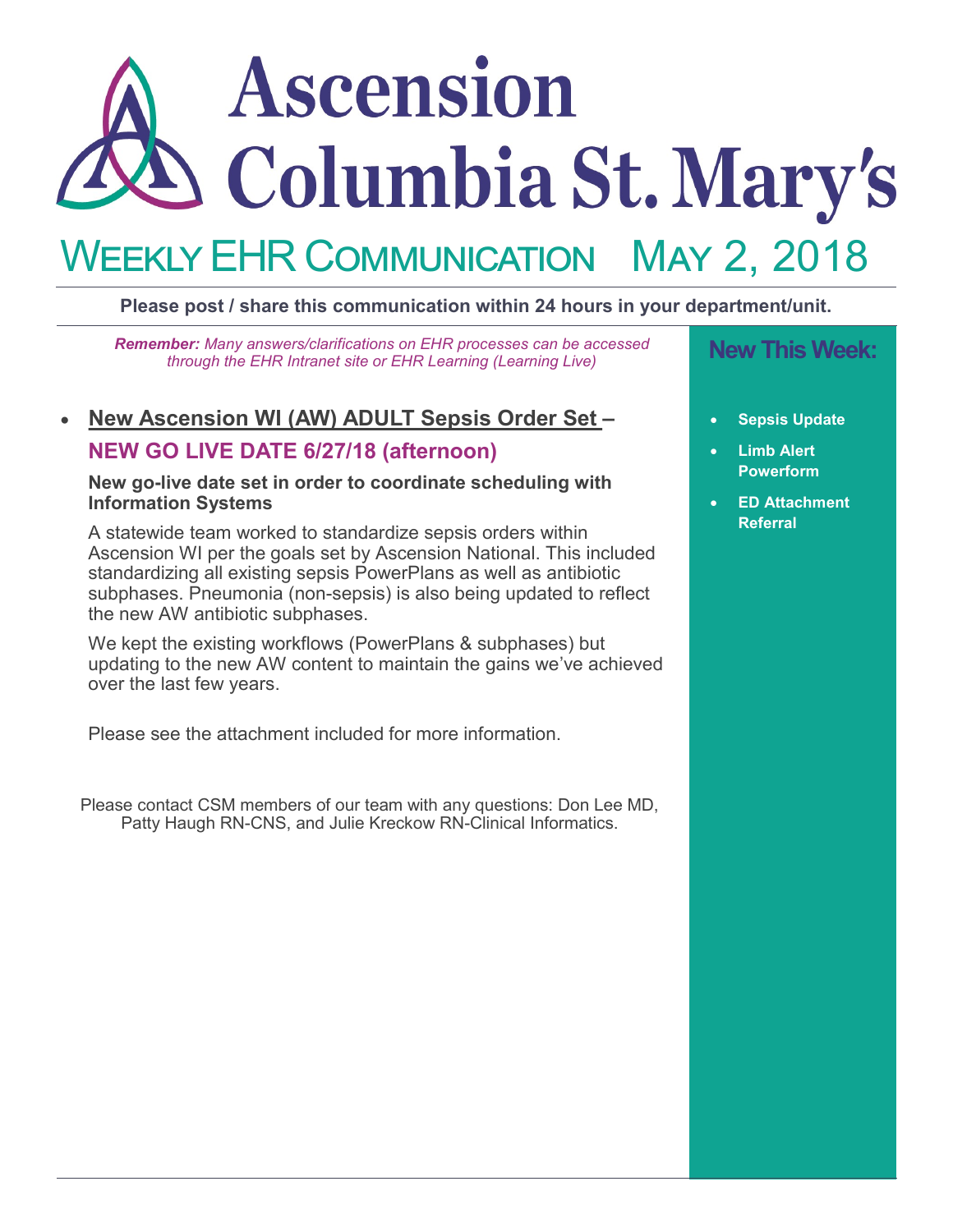# Ascension Columbia St. Mary's

## Weekly EHR Communication May 2, 2018

**Please post / share this communication within 24 hours in your department/unit.**

***Remember:*** *Many answers/clarifications on EHR processes can be accessed through the EHR Intranet site or EHR Learning (Learning Live)*

- **New Ascension WI (AW) ADULT Sepsis Order Set – NEW GO LIVE DATE 6/27/18 (afternoon)**

  **New go-live date set in order to coordinate scheduling with Information Systems**

  A statewide team worked to standardize sepsis orders within Ascension WI per the goals set by Ascension National. This included standardizing all existing sepsis PowerPlans as well as antibiotic subphases. Pneumonia (non-sepsis) is also being updated to reflect the new AW antibiotic subphases.

  We kept the existing workflows (PowerPlans & subphases) but updating to the new AW content to maintain the gains we've achieved over the last few years.

  Please see the attachment included for more information.

Please contact CSM members of our team with any questions: Don Lee MD, Patty Haugh RN-CNS, and Julie Kreckow RN-Clinical Informatics.

### New This Week:

- **Sepsis Update**
- **Limb Alert Powerform**
- **ED Attachment Referral**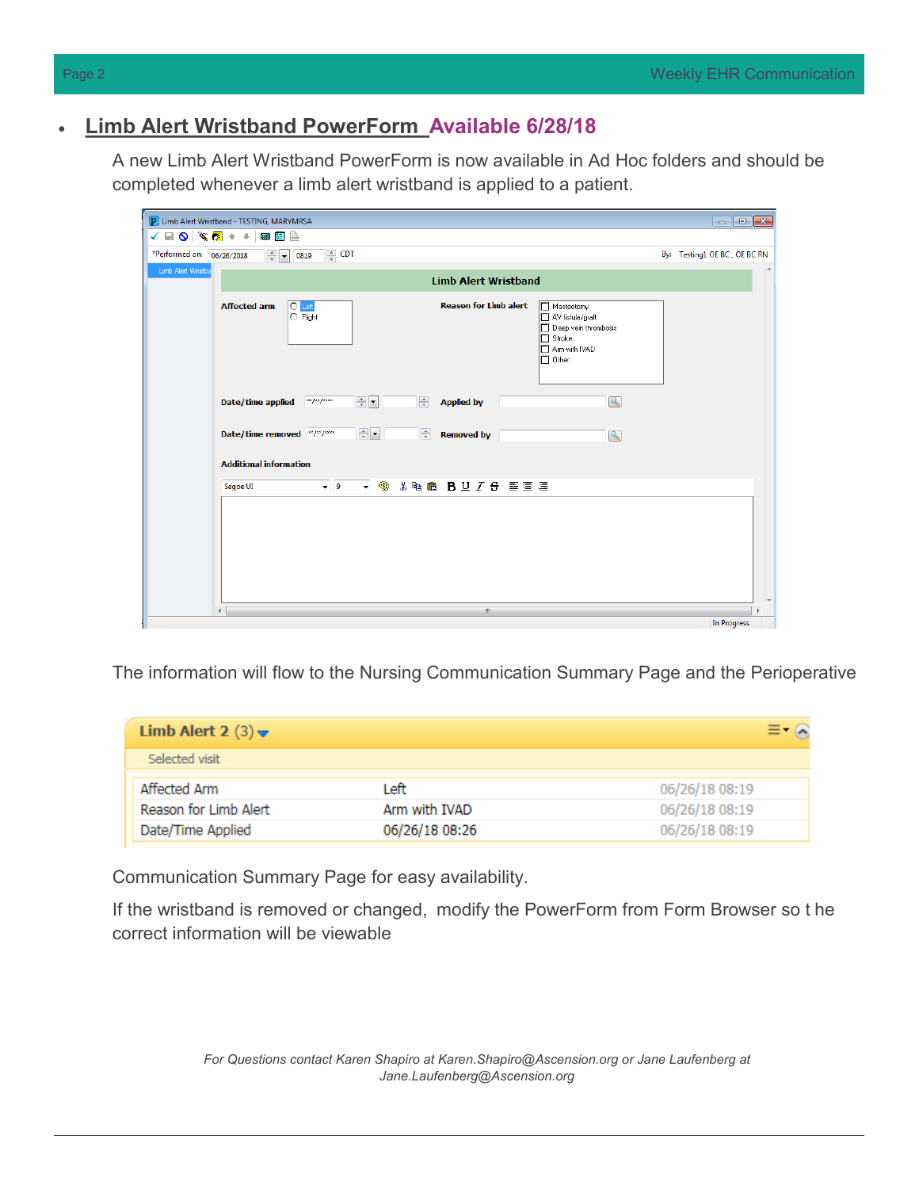- **Limb Alert Wristband PowerForm Available 6/28/18**

  A new Limb Alert Wristband PowerForm is now available in Ad Hoc folders and should be completed whenever a limb alert wristband is applied to a patient.

  The information will flow to the Nursing Communication Summary Page and the Perioperative

  Communication Summary Page for easy availability.

  If the wristband is removed or changed, modify the PowerForm from Form Browser so the correct information will be viewable

*For Questions contact Karen Shapiro at Karen.Shapiro@Ascension.org or Jane Laufenberg at Jane.Laufenberg@Ascension.org*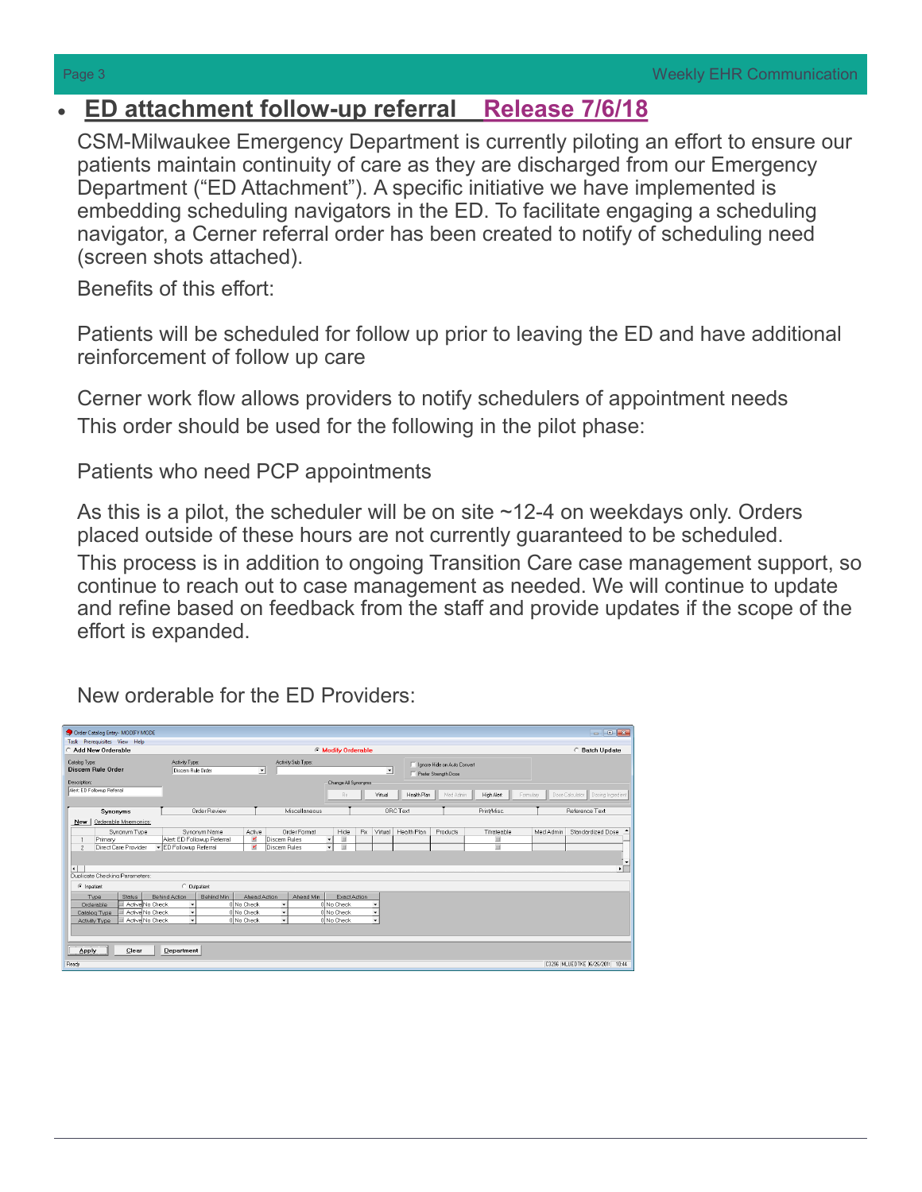- **ED attachment follow-up referral** **Release 7/6/18**

CSM-Milwaukee Emergency Department is currently piloting an effort to ensure our patients maintain continuity of care as they are discharged from our Emergency Department ("ED Attachment"). A specific initiative we have implemented is embedding scheduling navigators in the ED. To facilitate engaging a scheduling navigator, a Cerner referral order has been created to notify of scheduling need (screen shots attached).

Benefits of this effort:

Patients will be scheduled for follow up prior to leaving the ED and have additional reinforcement of follow up care

Cerner work flow allows providers to notify schedulers of appointment needs

This order should be used for the following in the pilot phase:

Patients who need PCP appointments

As this is a pilot, the scheduler will be on site ~12-4 on weekdays only. Orders placed outside of these hours are not currently guaranteed to be scheduled.

This process is in addition to ongoing Transition Care case management support, so continue to reach out to case management as needed. We will continue to update and refine based on feedback from the staff and provide updates if the scope of the effort is expanded.

New orderable for the ED Providers: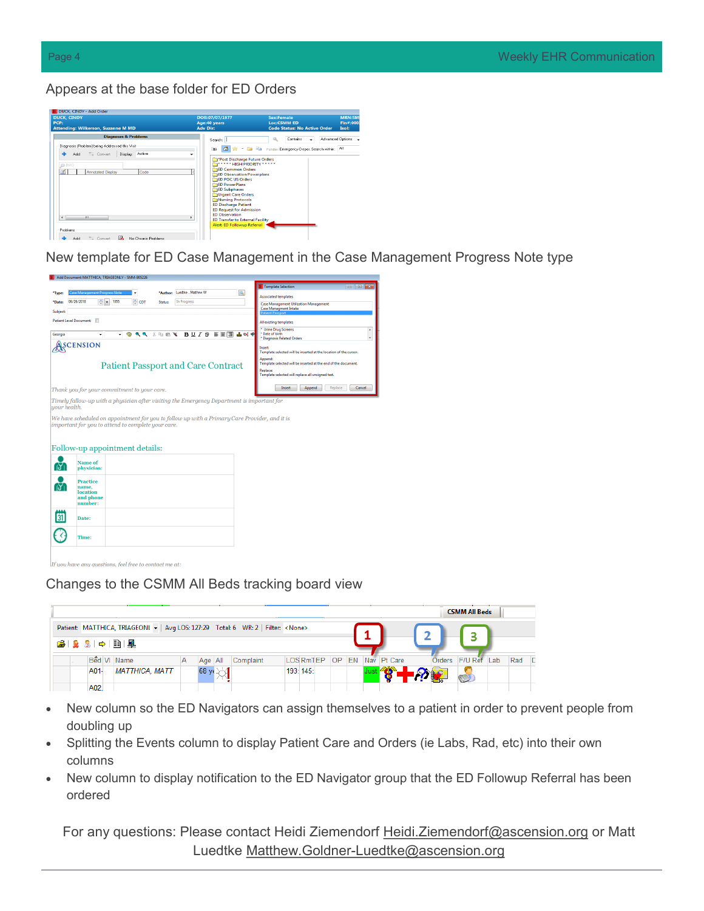Appears at the base folder for ED Orders

New template for ED Case Management in the Case Management Progress Note type

Changes to the CSMM All Beds tracking board view

- New column so the ED Navigators can assign themselves to a patient in order to prevent people from doubling up
- Splitting the Events column to display Patient Care and Orders (ie Labs, Rad, etc) into their own columns
- New column to display notification to the ED Navigator group that the ED Followup Referral has been ordered

For any questions: Please contact Heidi Ziemendorf Heidi.Ziemendorf@ascension.org or Matt Luedtke Matthew.Goldner-Luedtke@ascension.org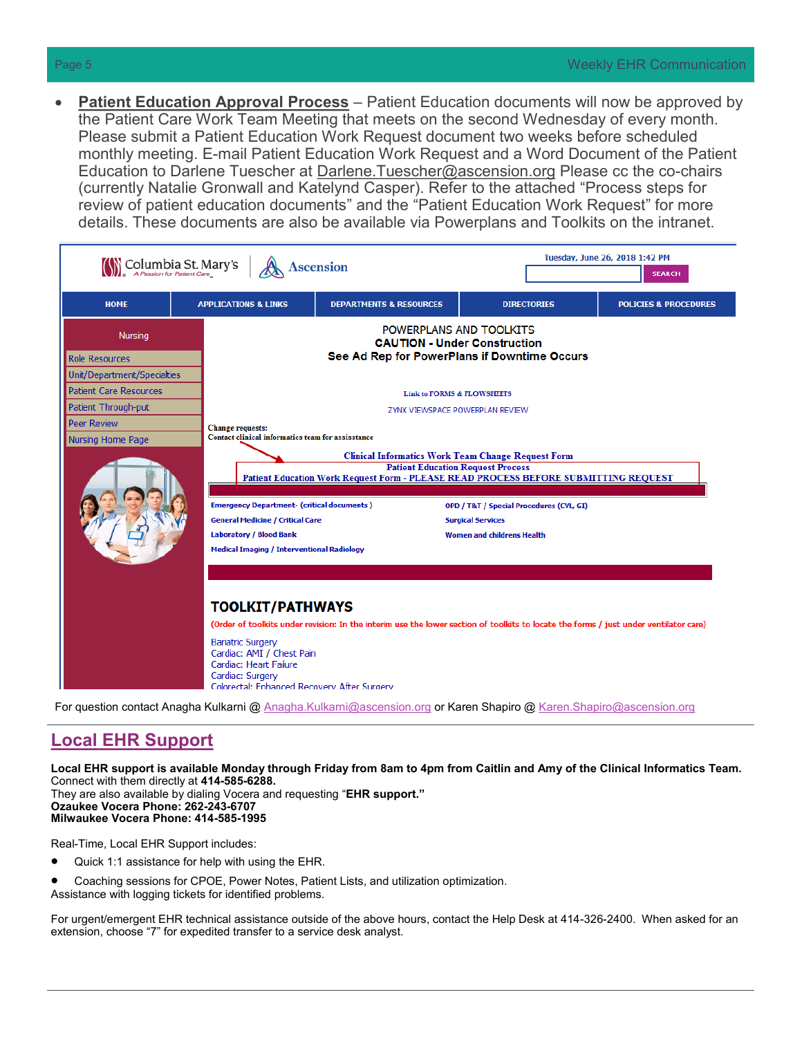- **Patient Education Approval Process** – Patient Education documents will now be approved by the Patient Care Work Team Meeting that meets on the second Wednesday of every month. Please submit a Patient Education Work Request document two weeks before scheduled monthly meeting. E-mail Patient Education Work Request and a Word Document of the Patient Education to Darlene Tuescher at Darlene.Tuescher@ascension.org Please cc the co-chairs (currently Natalie Gronwall and Katelynd Casper). Refer to the attached "Process steps for review of patient education documents" and the "Patient Education Work Request" for more details. These documents are also be available via Powerplans and Toolkits on the intranet.

For question contact Anagha Kulkarni @ Anagha.Kulkarni@ascension.org or Karen Shapiro @ Karen.Shapiro@ascension.org

## Local EHR Support

**Local EHR support is available Monday through Friday from 8am to 4pm from Caitlin and Amy of the Clinical Informatics Team.**
Connect with them directly at **414-585-6288.**
They are also available by dialing Vocera and requesting "**EHR support.**"
**Ozaukee Vocera Phone: 262-243-6707**
**Milwaukee Vocera Phone: 414-585-1995**

Real-Time, Local EHR Support includes:

- Quick 1:1 assistance for help with using the EHR.
- Coaching sessions for CPOE, Power Notes, Patient Lists, and utilization optimization.

Assistance with logging tickets for identified problems.

For urgent/emergent EHR technical assistance outside of the above hours, contact the Help Desk at 414-326-2400. When asked for an extension, choose "7" for expedited transfer to a service desk analyst.